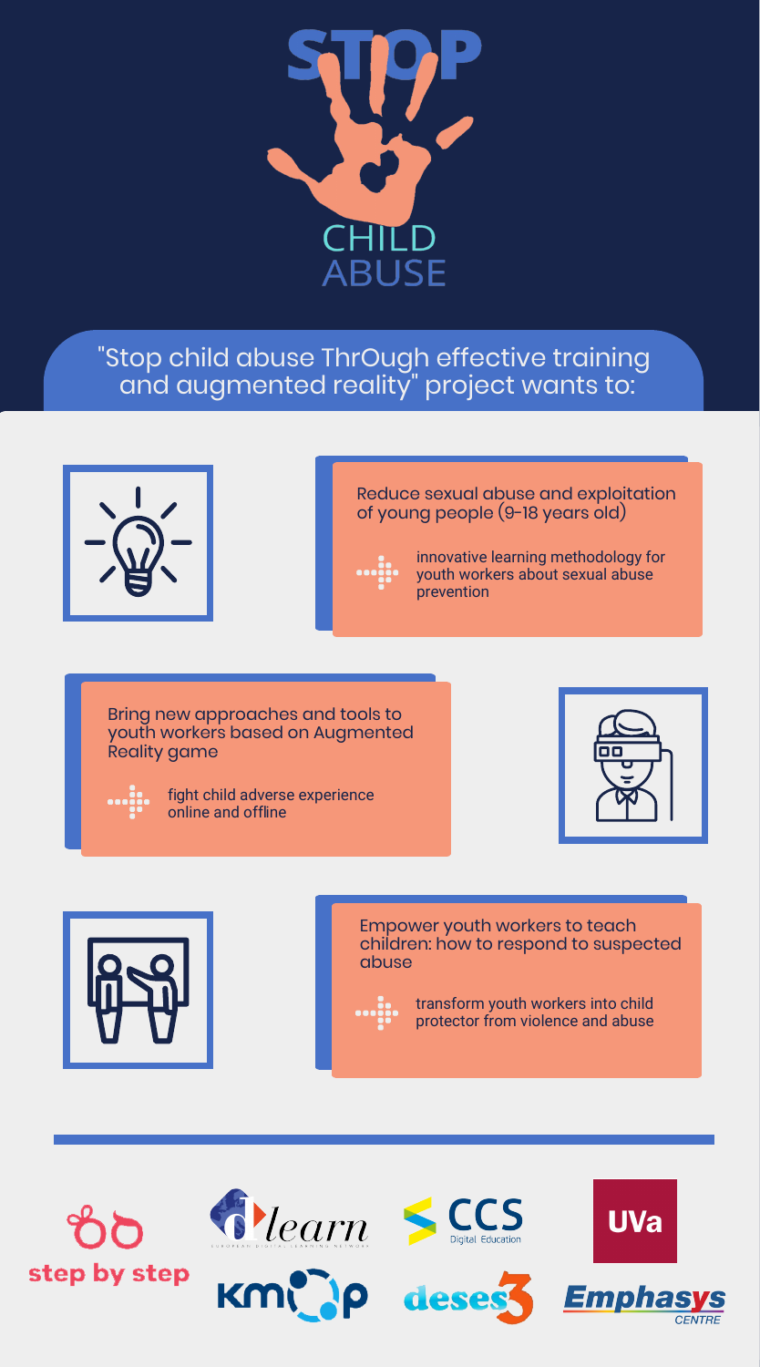# STOP CHILD ABUSE

"Stop child abuse ThrOugh effective training and augmented reality" project wants to:

**Reduce sexual abuse and exploitation of young people (9-18 years old)**

- innovative learning methodology for youth workers about sexual abuse prevention

**Bring new approaches and tools to youth workers based on Augmented Reality game**

- fight child adverse experience online and offline

**Empower youth workers to teach children: how to respond to suspected abuse**

- transform youth workers into child protector from violence and abuse

step by step · dlearn · CCS Digital Education · UVa · kmop · deses3 · Emphasys Centre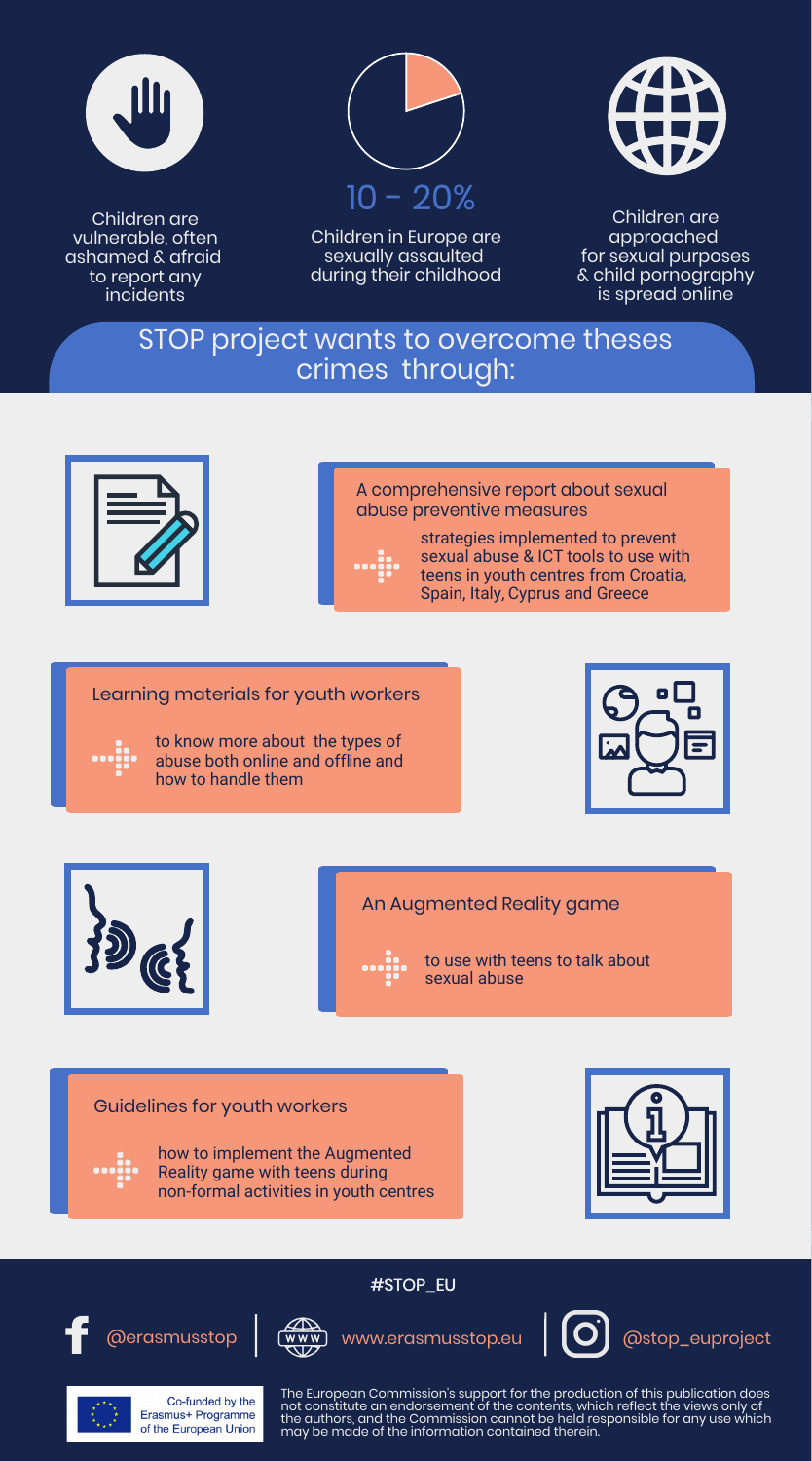Children are vulnerable, often ashamed & afraid to report any incidents

10 - 20%

Children in Europe are sexually assaulted during their childhood

Children are approached for sexual purposes & child pornography is spread online

## STOP project wants to overcome theses crimes through:

### A comprehensive report about sexual abuse preventive measures

strategies implemented to prevent sexual abuse & ICT tools to use with teens in youth centres from Croatia, Spain, Italy, Cyprus and Greece

### Learning materials for youth workers

to know more about the types of abuse both online and offline and how to handle them

### An Augmented Reality game

to use with teens to talk about sexual abuse

### Guidelines for youth workers

how to implement the Augmented Reality game with teens during non-formal activities in youth centres

#STOP_EU

@erasmusstop | www.erasmusstop.eu | @stop_euproject

Co-funded by the Erasmus+ Programme of the European Union

The European Commission's support for the production of this publication does not constitute an endorsement of the contents, which reflect the views only of the authors, and the Commission cannot be held responsible for any use which may be made of the information contained therein.